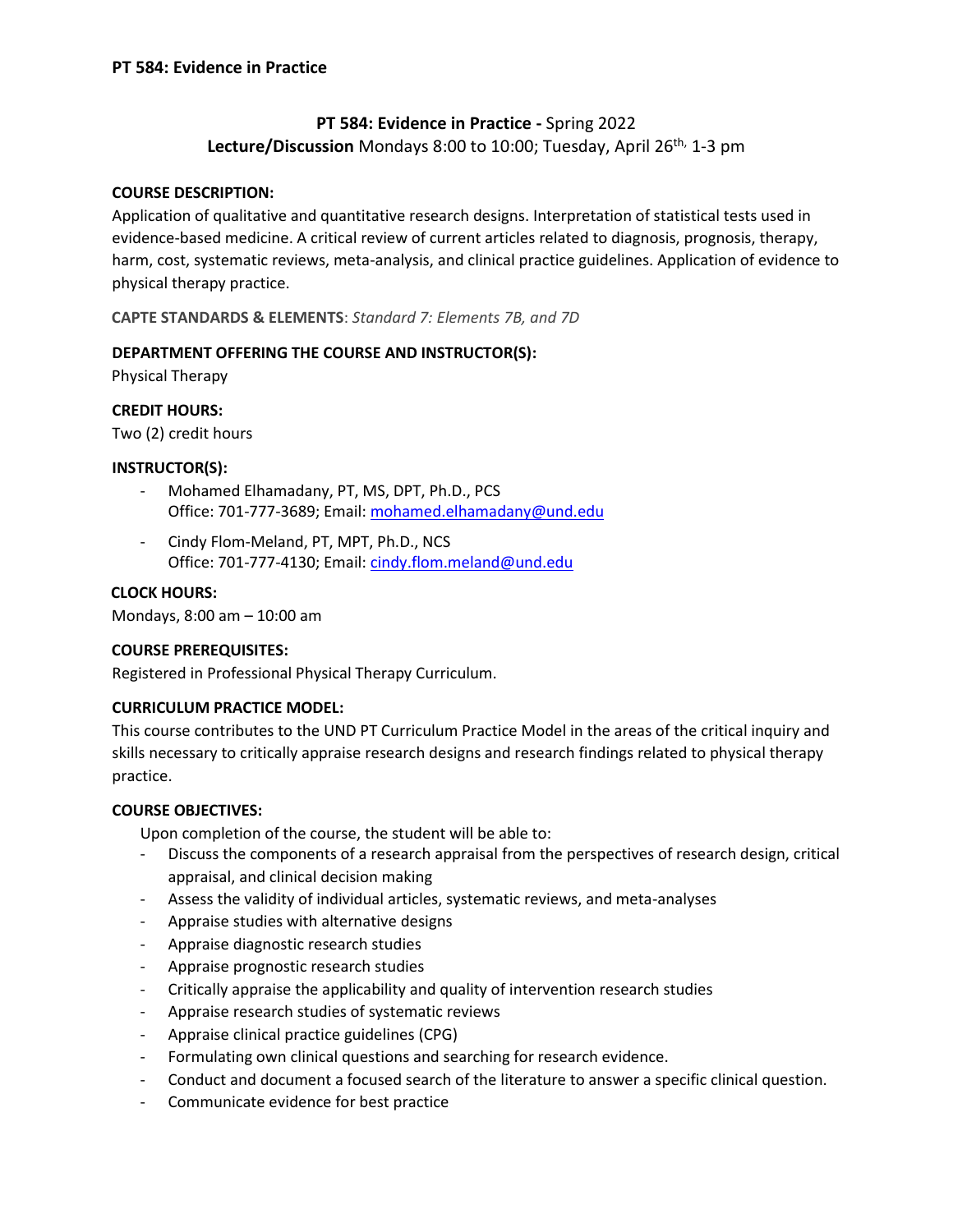# PT 584: Evidence in Practice

**PT 584: Evidence in Practice -** Spring 2022
**Lecture/Discussion** Mondays 8:00 to 10:00; Tuesday, April 26th, 1-3 pm

**COURSE DESCRIPTION:**
Application of qualitative and quantitative research designs. Interpretation of statistical tests used in evidence-based medicine. A critical review of current articles related to diagnosis, prognosis, therapy, harm, cost, systematic reviews, meta-analysis, and clinical practice guidelines. Application of evidence to physical therapy practice.

**CAPTE STANDARDS & ELEMENTS**: *Standard 7: Elements 7B, and 7D*

**DEPARTMENT OFFERING THE COURSE AND INSTRUCTOR(S):**
Physical Therapy

**CREDIT HOURS:**
Two (2) credit hours

**INSTRUCTOR(S):**

- Mohamed Elhamadany, PT, MS, DPT, Ph.D., PCS
  Office: 701-777-3689; Email: mohamed.elhamadany@und.edu
- Cindy Flom-Meland, PT, MPT, Ph.D., NCS
  Office: 701-777-4130; Email: cindy.flom.meland@und.edu

**CLOCK HOURS:**
Mondays, 8:00 am – 10:00 am

**COURSE PREREQUISITES:**
Registered in Professional Physical Therapy Curriculum.

**CURRICULUM PRACTICE MODEL:**
This course contributes to the UND PT Curriculum Practice Model in the areas of the critical inquiry and skills necessary to critically appraise research designs and research findings related to physical therapy practice.

**COURSE OBJECTIVES:**
Upon completion of the course, the student will be able to:

- Discuss the components of a research appraisal from the perspectives of research design, critical appraisal, and clinical decision making
- Assess the validity of individual articles, systematic reviews, and meta-analyses
- Appraise studies with alternative designs
- Appraise diagnostic research studies
- Appraise prognostic research studies
- Critically appraise the applicability and quality of intervention research studies
- Appraise research studies of systematic reviews
- Appraise clinical practice guidelines (CPG)
- Formulating own clinical questions and searching for research evidence.
- Conduct and document a focused search of the literature to answer a specific clinical question.
- Communicate evidence for best practice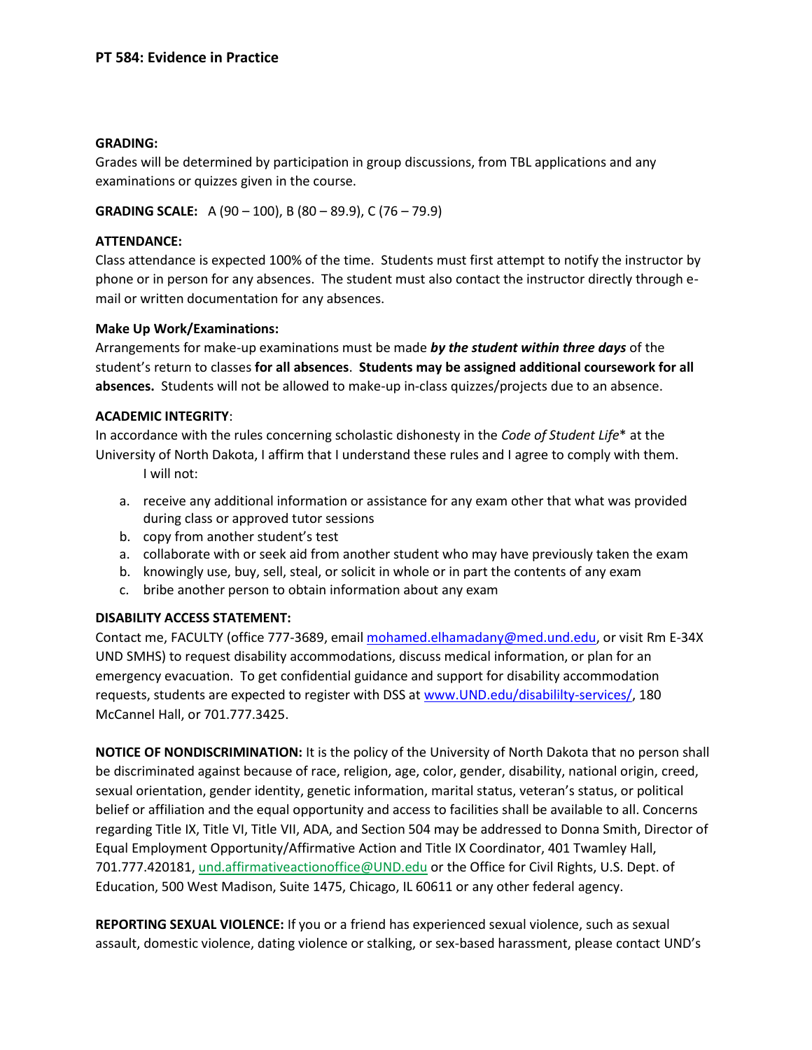**PT 584: Evidence in Practice**

**GRADING:**
Grades will be determined by participation in group discussions, from TBL applications and any examinations or quizzes given in the course.

**GRADING SCALE:** A (90 – 100), B (80 – 89.9), C (76 – 79.9)

**ATTENDANCE:**
Class attendance is expected 100% of the time. Students must first attempt to notify the instructor by phone or in person for any absences. The student must also contact the instructor directly through e-mail or written documentation for any absences.

**Make Up Work/Examinations:**
Arrangements for make-up examinations must be made ***by the student within three days*** of the student's return to classes **for all absences**. **Students may be assigned additional coursework for all absences.** Students will not be allowed to make-up in-class quizzes/projects due to an absence.

**ACADEMIC INTEGRITY**:
In accordance with the rules concerning scholastic dishonesty in the *Code of Student Life** at the University of North Dakota, I affirm that I understand these rules and I agree to comply with them.
I will not:

a. receive any additional information or assistance for any exam other that what was provided during class or approved tutor sessions
b. copy from another student's test
a. collaborate with or seek aid from another student who may have previously taken the exam
b. knowingly use, buy, sell, steal, or solicit in whole or in part the contents of any exam
c. bribe another person to obtain information about any exam

**DISABILITY ACCESS STATEMENT:**
Contact me, FACULTY (office 777-3689, email mohamed.elhamadany@med.und.edu, or visit Rm E-34X UND SMHS) to request disability accommodations, discuss medical information, or plan for an emergency evacuation. To get confidential guidance and support for disability accommodation requests, students are expected to register with DSS at www.UND.edu/disabililty-services/, 180 McCannel Hall, or 701.777.3425.

**NOTICE OF NONDISCRIMINATION:** It is the policy of the University of North Dakota that no person shall be discriminated against because of race, religion, age, color, gender, disability, national origin, creed, sexual orientation, gender identity, genetic information, marital status, veteran's status, or political belief or affiliation and the equal opportunity and access to facilities shall be available to all. Concerns regarding Title IX, Title VI, Title VII, ADA, and Section 504 may be addressed to Donna Smith, Director of Equal Employment Opportunity/Affirmative Action and Title IX Coordinator, 401 Twamley Hall, 701.777.420181, und.affirmativeactionoffice@UND.edu or the Office for Civil Rights, U.S. Dept. of Education, 500 West Madison, Suite 1475, Chicago, IL 60611 or any other federal agency.

**REPORTING SEXUAL VIOLENCE:** If you or a friend has experienced sexual violence, such as sexual assault, domestic violence, dating violence or stalking, or sex-based harassment, please contact UND's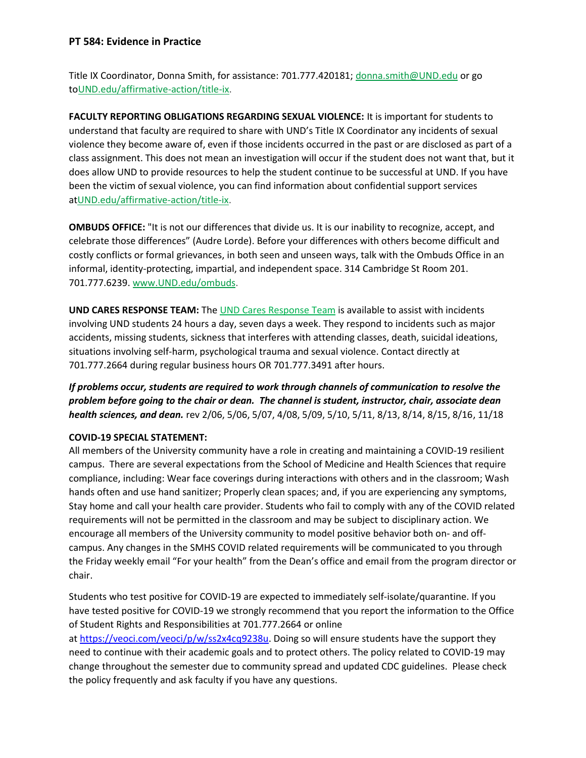**PT 584: Evidence in Practice**

Title IX Coordinator, Donna Smith, for assistance: 701.777.420181; donna.smith@UND.edu or go toUND.edu/affirmative-action/title-ix.

**FACULTY REPORTING OBLIGATIONS REGARDING SEXUAL VIOLENCE:** It is important for students to understand that faculty are required to share with UND's Title IX Coordinator any incidents of sexual violence they become aware of, even if those incidents occurred in the past or are disclosed as part of a class assignment. This does not mean an investigation will occur if the student does not want that, but it does allow UND to provide resources to help the student continue to be successful at UND. If you have been the victim of sexual violence, you can find information about confidential support services atUND.edu/affirmative-action/title-ix.

**OMBUDS OFFICE:** "It is not our differences that divide us. It is our inability to recognize, accept, and celebrate those differences" (Audre Lorde). Before your differences with others become difficult and costly conflicts or formal grievances, in both seen and unseen ways, talk with the Ombuds Office in an informal, identity-protecting, impartial, and independent space. 314 Cambridge St Room 201. 701.777.6239. www.UND.edu/ombuds.

**UND CARES RESPONSE TEAM:** The UND Cares Response Team is available to assist with incidents involving UND students 24 hours a day, seven days a week. They respond to incidents such as major accidents, missing students, sickness that interferes with attending classes, death, suicidal ideations, situations involving self-harm, psychological trauma and sexual violence. Contact directly at 701.777.2664 during regular business hours OR 701.777.3491 after hours.

***If problems occur, students are required to work through channels of communication to resolve the problem before going to the chair or dean. The channel is student, instructor, chair, associate dean health sciences, and dean.*** rev 2/06, 5/06, 5/07, 4/08, 5/09, 5/10, 5/11, 8/13, 8/14, 8/15, 8/16, 11/18

**COVID-19 SPECIAL STATEMENT:**
All members of the University community have a role in creating and maintaining a COVID-19 resilient campus. There are several expectations from the School of Medicine and Health Sciences that require compliance, including: Wear face coverings during interactions with others and in the classroom; Wash hands often and use hand sanitizer; Properly clean spaces; and, if you are experiencing any symptoms, Stay home and call your health care provider. Students who fail to comply with any of the COVID related requirements will not be permitted in the classroom and may be subject to disciplinary action. We encourage all members of the University community to model positive behavior both on- and off-campus. Any changes in the SMHS COVID related requirements will be communicated to you through the Friday weekly email "For your health" from the Dean's office and email from the program director or chair.

Students who test positive for COVID-19 are expected to immediately self-isolate/quarantine. If you have tested positive for COVID-19 we strongly recommend that you report the information to the Office of Student Rights and Responsibilities at 701.777.2664 or online at https://veoci.com/veoci/p/w/ss2x4cq9238u. Doing so will ensure students have the support they need to continue with their academic goals and to protect others. The policy related to COVID-19 may change throughout the semester due to community spread and updated CDC guidelines. Please check the policy frequently and ask faculty if you have any questions.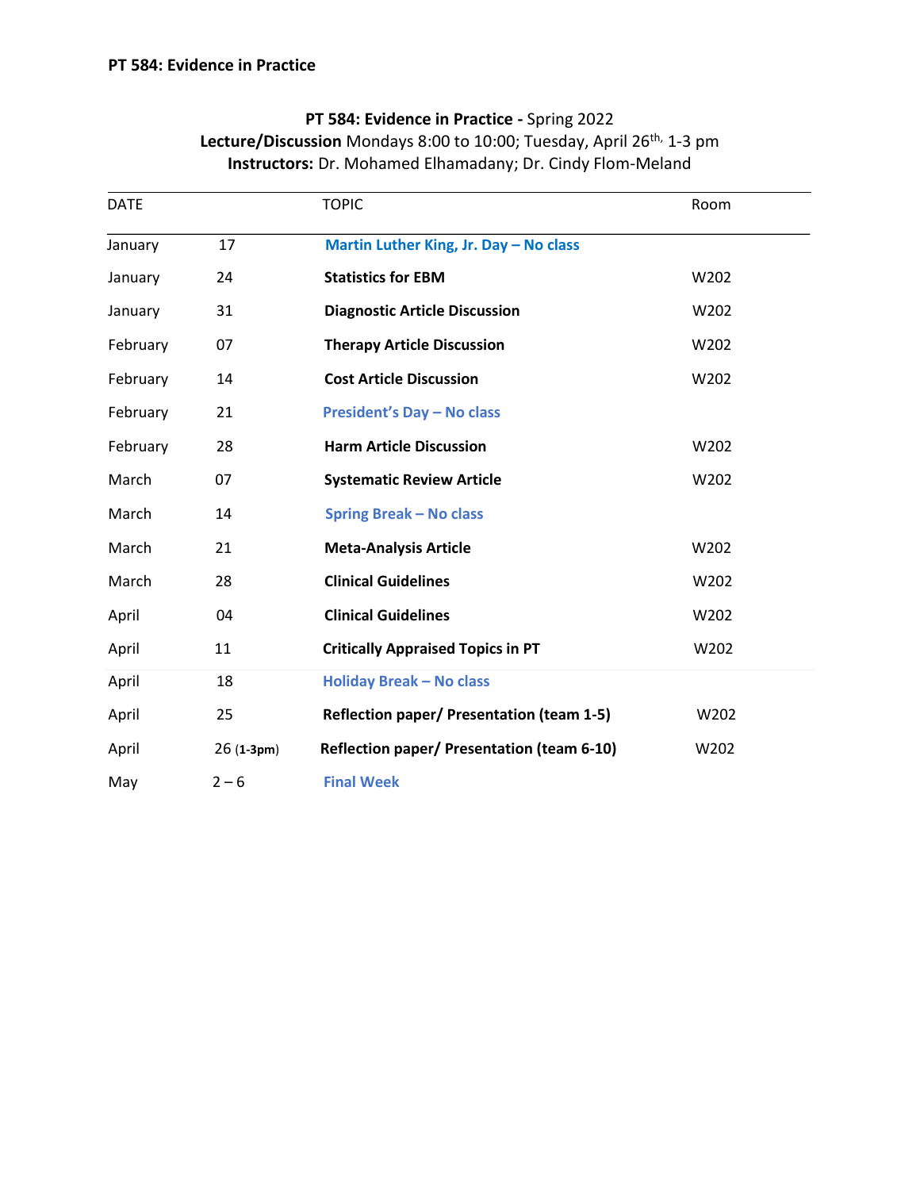**PT 584: Evidence in Practice** - Spring 2022
**Lecture/Discussion** Mondays 8:00 to 10:00; Tuesday, April 26th, 1-3 pm
**Instructors:** Dr. Mohamed Elhamadany; Dr. Cindy Flom-Meland

| DATE | | TOPIC | Room |
|---|---|---|---|
| January | 17 | **Martin Luther King, Jr. Day – No class** | |
| January | 24 | **Statistics for EBM** | W202 |
| January | 31 | **Diagnostic Article Discussion** | W202 |
| February | 07 | **Therapy Article Discussion** | W202 |
| February | 14 | **Cost Article Discussion** | W202 |
| February | 21 | **President's Day – No class** | |
| February | 28 | **Harm Article Discussion** | W202 |
| March | 07 | **Systematic Review Article** | W202 |
| March | 14 | **Spring Break – No class** | |
| March | 21 | **Meta-Analysis Article** | W202 |
| March | 28 | **Clinical Guidelines** | W202 |
| April | 04 | **Clinical Guidelines** | W202 |
| April | 11 | **Critically Appraised Topics in PT** | W202 |
| April | 18 | **Holiday Break – No class** | |
| April | 25 | **Reflection paper/ Presentation (team 1-5)** | W202 |
| April | 26 (1-3pm) | **Reflection paper/ Presentation (team 6-10)** | W202 |
| May | 2 – 6 | **Final Week** | |